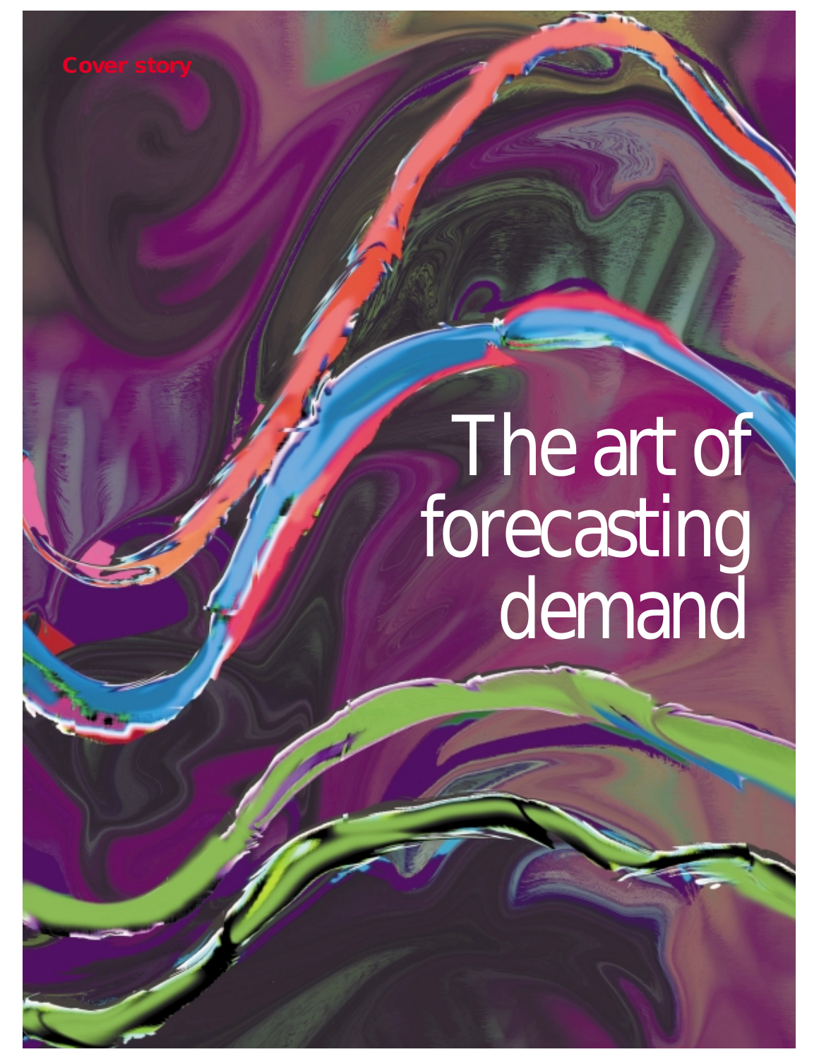Cover story

# The art of forecasting demand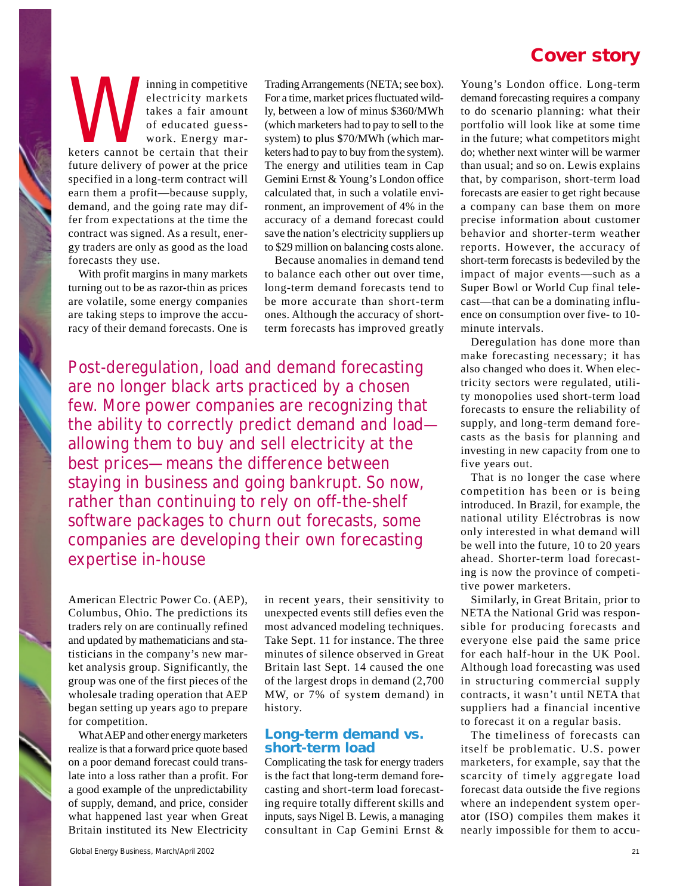## Cover story

Winning in competitive electricity markets takes a fair amount of educated guesswork. Energy marketers cannot be certain that their future delivery of power at the price specified in a long-term contract will earn them a profit—because supply, demand, and the going rate may differ from expectations at the time the contract was signed. As a result, energy traders are only as good as the load forecasts they use.

With profit margins in many markets turning out to be as razor-thin as prices are volatile, some energy companies are taking steps to improve the accuracy of their demand forecasts. One is American Electric Power Co. (AEP), Columbus, Ohio. The predictions its traders rely on are continually refined and updated by mathematicians and statisticians in the company's new market analysis group. Significantly, the group was one of the first pieces of the wholesale trading operation that AEP began setting up years ago to prepare for competition.

What AEP and other energy marketers realize is that a forward price quote based on a poor demand forecast could translate into a loss rather than a profit. For a good example of the unpredictability of supply, demand, and price, consider what happened last year when Great Britain instituted its New Electricity Trading Arrangements (NETA; see box). For a time, market prices fluctuated wildly, between a low of minus $360/MWh (which marketers had to pay to sell to the system) to plus $70/MWh (which marketers had to pay to buy from the system). The energy and utilities team in Cap Gemini Ernst & Young's London office calculated that, in such a volatile environment, an improvement of 4% in the accuracy of a demand forecast could save the nation's electricity suppliers up to $29 million on balancing costs alone.

Because anomalies in demand tend to balance each other out over time, long-term demand forecasts tend to be more accurate than short-term ones. Although the accuracy of short-term forecasts has improved greatly in recent years, their sensitivity to unexpected events still defies even the most advanced modeling techniques. Take Sept. 11 for instance. The three minutes of silence observed in Great Britain last Sept. 14 caused the one of the largest drops in demand (2,700 MW, or 7% of system demand) in history.

*Post-deregulation, load and demand forecasting are no longer black arts practiced by a chosen few. More power companies are recognizing that the ability to correctly predict demand and load—allowing them to buy and sell electricity at the best prices—means the difference between staying in business and going bankrupt. So now, rather than continuing to rely on off-the-shelf software packages to churn out forecasts, some companies are developing their own forecasting expertise in-house*

### Long-term demand vs. short-term load

Complicating the task for energy traders is the fact that long-term demand forecasting and short-term load forecasting require totally different skills and inputs, says Nigel B. Lewis, a managing consultant in Cap Gemini Ernst & Young's London office. Long-term demand forecasting requires a company to do scenario planning: what their portfolio will look like at some time in the future; what competitors might do; whether next winter will be warmer than usual; and so on. Lewis explains that, by comparison, short-term load forecasts are easier to get right because a company can base them on more precise information about customer behavior and shorter-term weather reports. However, the accuracy of short-term forecasts is bedeviled by the impact of major events—such as a Super Bowl or World Cup final telecast—that can be a dominating influence on consumption over five- to 10-minute intervals.

Deregulation has done more than make forecasting necessary; it has also changed who does it. When electricity sectors were regulated, utility monopolies used short-term load forecasts to ensure the reliability of supply, and long-term demand forecasts as the basis for planning and investing in new capacity from one to five years out.

That is no longer the case where competition has been or is being introduced. In Brazil, for example, the national utility Eléctrobras is now only interested in what demand will be well into the future, 10 to 20 years ahead. Shorter-term load forecasting is now the province of competitive power marketers.

Similarly, in Great Britain, prior to NETA the National Grid was responsible for producing forecasts and everyone else paid the same price for each half-hour in the UK Pool. Although load forecasting was used in structuring commercial supply contracts, it wasn't until NETA that suppliers had a financial incentive to forecast it on a regular basis.

The timeliness of forecasts can itself be problematic. U.S. power marketers, for example, say that the scarcity of timely aggregate load forecast data outside the five regions where an independent system operator (ISO) compiles them makes it nearly impossible for them to accu-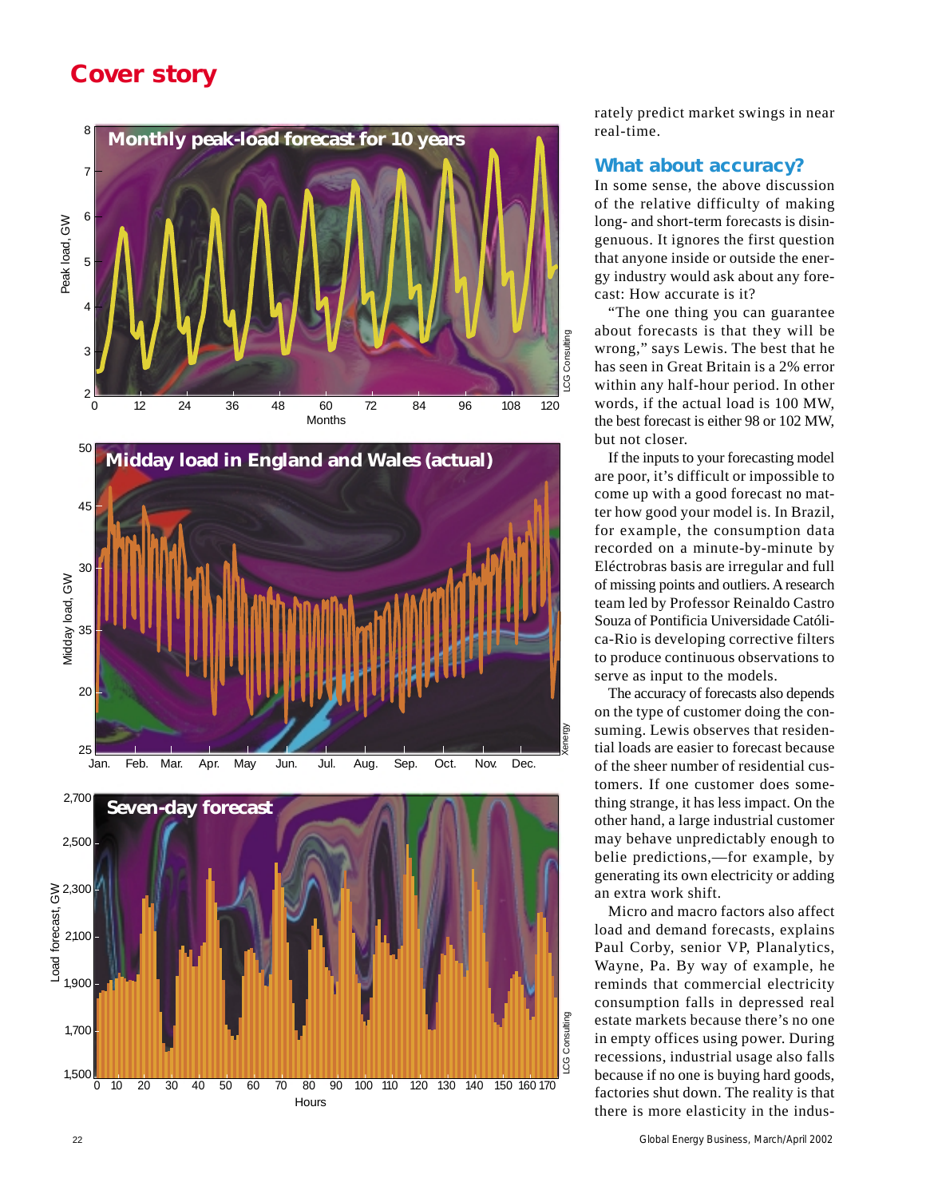## Cover story

Monthly peak-load forecast for 10 years

Midday load in England and Wales (actual)

Seven-day forecast

rately predict market swings in near real-time.

### What about accuracy?

In some sense, the above discussion of the relative difficulty of making long- and short-term forecasts is disingenuous. It ignores the first question that anyone inside or outside the energy industry would ask about any forecast: How accurate is it?

"The one thing you can guarantee about forecasts is that they will be wrong," says Lewis. The best that he has seen in Great Britain is a 2% error within any half-hour period. In other words, if the actual load is 100 MW, the best forecast is either 98 or 102 MW, but not closer.

If the inputs to your forecasting model are poor, it's difficult or impossible to come up with a good forecast no matter how good your model is. In Brazil, for example, the consumption data recorded on a minute-by-minute by Eléctrobras basis are irregular and full of missing points and outliers. A research team led by Professor Reinaldo Castro Souza of Pontificia Universidade Católica-Rio is developing corrective filters to produce continuous observations to serve as input to the models.

The accuracy of forecasts also depends on the type of customer doing the consuming. Lewis observes that residential loads are easier to forecast because of the sheer number of residential customers. If one customer does something strange, it has less impact. On the other hand, a large industrial customer may behave unpredictably enough to belie predictions,—for example, by generating its own electricity or adding an extra work shift.

Micro and macro factors also affect load and demand forecasts, explains Paul Corby, senior VP, Planalytics, Wayne, Pa. By way of example, he reminds that commercial electricity consumption falls in depressed real estate markets because there's no one in empty offices using power. During recessions, industrial usage also falls because if no one is buying hard goods, factories shut down. The reality is that there is more elasticity in the indus-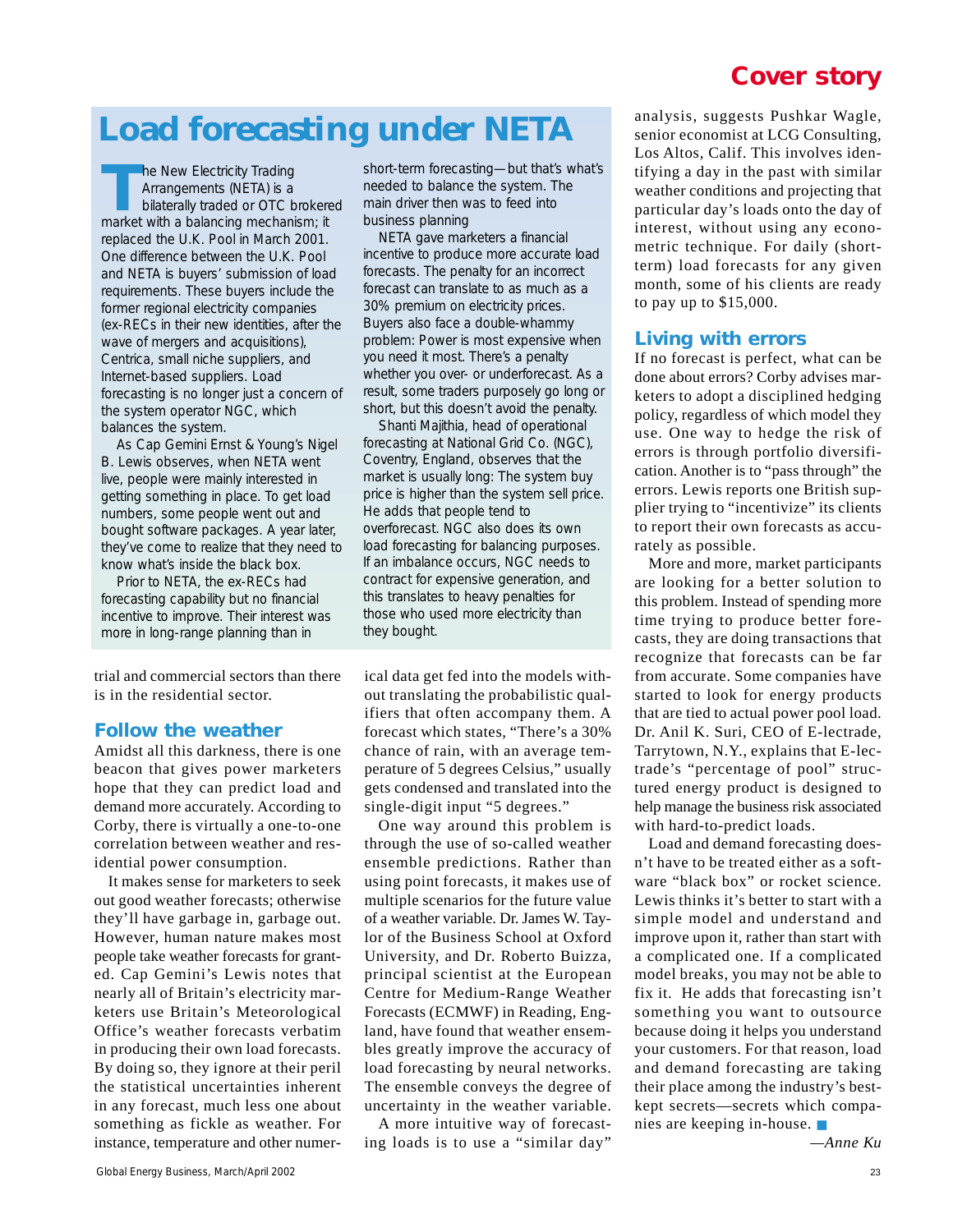## Load forecasting under NETA

The New Electricity Trading Arrangements (NETA) is a bilaterally traded or OTC brokered market with a balancing mechanism; it replaced the U.K. Pool in March 2001. One difference between the U.K. Pool and NETA is buyers' submission of load requirements. These buyers include the former regional electricity companies (ex-RECs in their new identities, after the wave of mergers and acquisitions), Centrica, small niche suppliers, and Internet-based suppliers. Load forecasting is no longer just a concern of the system operator NGC, which balances the system.

As Cap Gemini Ernst & Young's Nigel B. Lewis observes, when NETA went live, people were mainly interested in getting something in place. To get load numbers, some people went out and bought software packages. A year later, they've come to realize that they need to know what's inside the black box.

Prior to NETA, the ex-RECs had forecasting capability but no financial incentive to improve. Their interest was more in long-range planning than in short-term forecasting—but that's what's needed to balance the system. The main driver then was to feed into business planning

NETA gave marketers a financial incentive to produce more accurate load forecasts. The penalty for an incorrect forecast can translate to as much as a 30% premium on electricity prices. Buyers also face a double-whammy problem: Power is most expensive when you need it most. There's a penalty whether you over- or underforecast. As a result, some traders purposely go long or short, but this doesn't avoid the penalty.

Shanti Majithia, head of operational forecasting at National Grid Co. (NGC), Coventry, England, observes that the market is usually long: The system buy price is higher than the system sell price. He adds that people tend to overforecast. NGC also does its own load forecasting for balancing purposes. If an imbalance occurs, NGC needs to contract for expensive generation, and this translates to heavy penalties for those who used more electricity than they bought.

trial and commercial sectors than there is in the residential sector.

### Follow the weather

Amidst all this darkness, there is one beacon that gives power marketers hope that they can predict load and demand more accurately. According to Corby, there is virtually a one-to-one correlation between weather and residential power consumption.

It makes sense for marketers to seek out good weather forecasts; otherwise they'll have garbage in, garbage out. However, human nature makes most people take weather forecasts for granted. Cap Gemini's Lewis notes that nearly all of Britain's electricity marketers use Britain's Meteorological Office's weather forecasts verbatim in producing their own load forecasts. By doing so, they ignore at their peril the statistical uncertainties inherent in any forecast, much less one about something as fickle as weather. For instance, temperature and other numerical data get fed into the models without translating the probabilistic qualifiers that often accompany them. A forecast which states, "There's a 30% chance of rain, with an average temperature of 5 degrees Celsius," usually gets condensed and translated into the single-digit input "5 degrees."

One way around this problem is through the use of so-called weather ensemble predictions. Rather than using point forecasts, it makes use of multiple scenarios for the future value of a weather variable. Dr. James W. Taylor of the Business School at Oxford University, and Dr. Roberto Buizza, principal scientist at the European Centre for Medium-Range Weather Forecasts (ECMWF) in Reading, England, have found that weather ensembles greatly improve the accuracy of load forecasting by neural networks. The ensemble conveys the degree of uncertainty in the weather variable.

A more intuitive way of forecasting loads is to use a "similar day" analysis, suggests Pushkar Wagle, senior economist at LCG Consulting, Los Altos, Calif. This involves identifying a day in the past with similar weather conditions and projecting that particular day's loads onto the day of interest, without using any econometric technique. For daily (short-term) load forecasts for any given month, some of his clients are ready to pay up to $15,000.

### Living with errors

If no forecast is perfect, what can be done about errors? Corby advises marketers to adopt a disciplined hedging policy, regardless of which model they use. One way to hedge the risk of errors is through portfolio diversification. Another is to "pass through" the errors. Lewis reports one British supplier trying to "incentivize" its clients to report their own forecasts as accurately as possible.

More and more, market participants are looking for a better solution to this problem. Instead of spending more time trying to produce better forecasts, they are doing transactions that recognize that forecasts can be far from accurate. Some companies have started to look for energy products that are tied to actual power pool load. Dr. Anil K. Suri, CEO of E-lectrade, Tarrytown, N.Y., explains that E-lectrade's "percentage of pool" structured energy product is designed to help manage the business risk associated with hard-to-predict loads.

Load and demand forecasting doesn't have to be treated either as a software "black box" or rocket science. Lewis thinks it's better to start with a simple model and understand and improve upon it, rather than start with a complicated one. If a complicated model breaks, you may not be able to fix it. He adds that forecasting isn't something you want to outsource because doing it helps you understand your customers. For that reason, load and demand forecasting are taking their place among the industry's best-kept secrets—secrets which companies are keeping in-house. ■

*—Anne Ku*